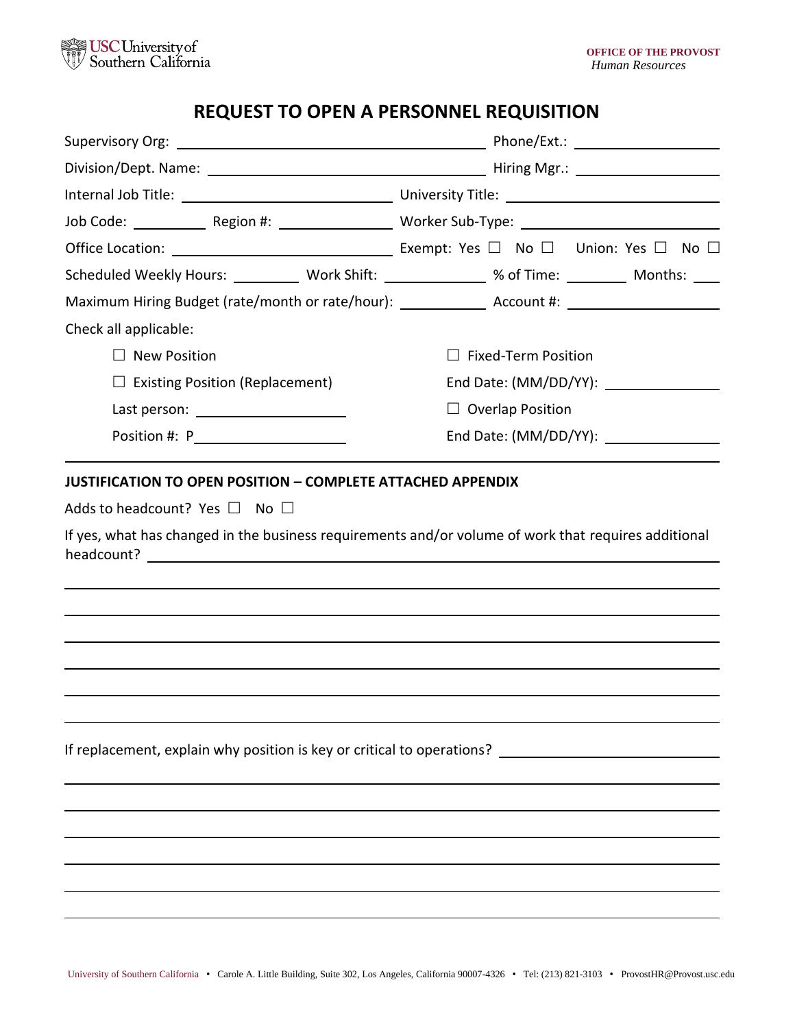USC University of Southern California

**OFFICE OF THE PROVOST**
*Human Resources*

# REQUEST TO OPEN A PERSONNEL REQUISITION

Supervisory Org: ______________________ Phone/Ext.: ______________

Division/Dept. Name: ______________________ Hiring Mgr.: ______________

Internal Job Title: ______________________ University Title: ______________

Job Code: ________ Region #: ____________ Worker Sub-Type: ______________

Office Location: ______________________ Exempt: Yes ☐ No ☐ Union: Yes ☐ No ☐

Scheduled Weekly Hours: ________ Work Shift: ____________ % of Time: ________ Months: ____

Maximum Hiring Budget (rate/month or rate/hour): ____________ Account #: ______________

Check all applicable:

- ☐ New Position
- ☐ Existing Position (Replacement)
  - Last person: ______________
  - Position #: P______________
- ☐ Fixed-Term Position
  - End Date: (MM/DD/YY): ______________
- ☐ Overlap Position
  - End Date: (MM/DD/YY): ______________

**JUSTIFICATION TO OPEN POSITION – COMPLETE ATTACHED APPENDIX**

Adds to headcount? Yes ☐ No ☐

If yes, what has changed in the business requirements and/or volume of work that requires additional headcount? ______________________________________________

If replacement, explain why position is key or critical to operations? ______________________________________________

University of Southern California • Carole A. Little Building, Suite 302, Los Angeles, California 90007-4326 • Tel: (213) 821-3103 • ProvostHR@Provost.usc.edu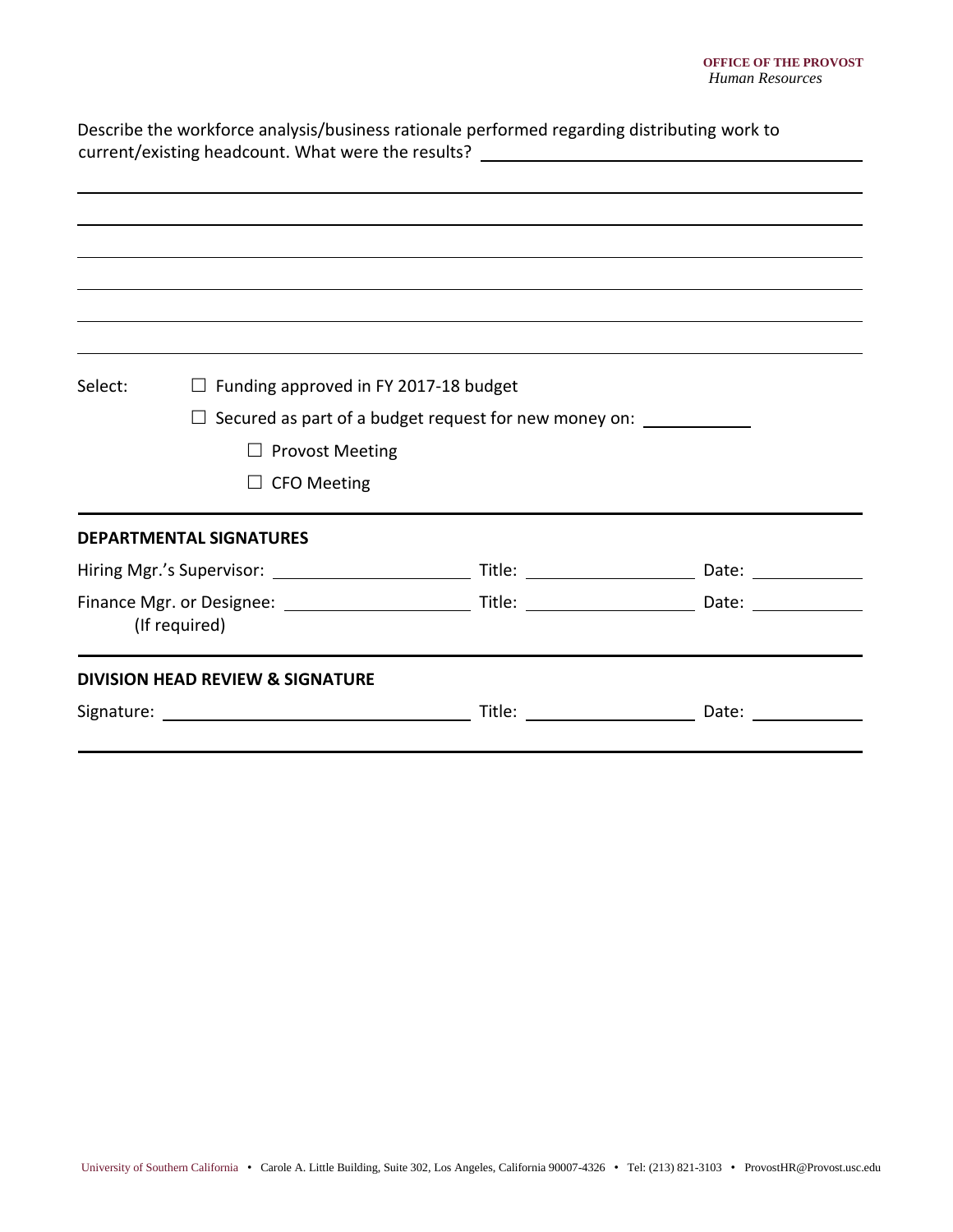Describe the workforce analysis/business rationale performed regarding distributing work to current/existing headcount. What were the results? ____________________________________________

____________________________________________________________________________

____________________________________________________________________________

____________________________________________________________________________

____________________________________________________________________________

____________________________________________________________________________

____________________________________________________________________________

Select:

- ☐ Funding approved in FY 2017-18 budget
- ☐ Secured as part of a budget request for new money on: ____________
  - ☐ Provost Meeting
  - ☐ CFO Meeting

---

**DEPARTMENTAL SIGNATURES**

Hiring Mgr.'s Supervisor: ______________________ Title: ___________________ Date: ____________

Finance Mgr. or Designee: ______________________ Title: ___________________ Date: ____________
(If required)

---

**DIVISION HEAD REVIEW & SIGNATURE**

Signature: ________________________________ Title: ___________________ Date: ____________

---

University of Southern California • Carole A. Little Building, Suite 302, Los Angeles, California 90007-4326 • Tel: (213) 821-3103 • ProvostHR@Provost.usc.edu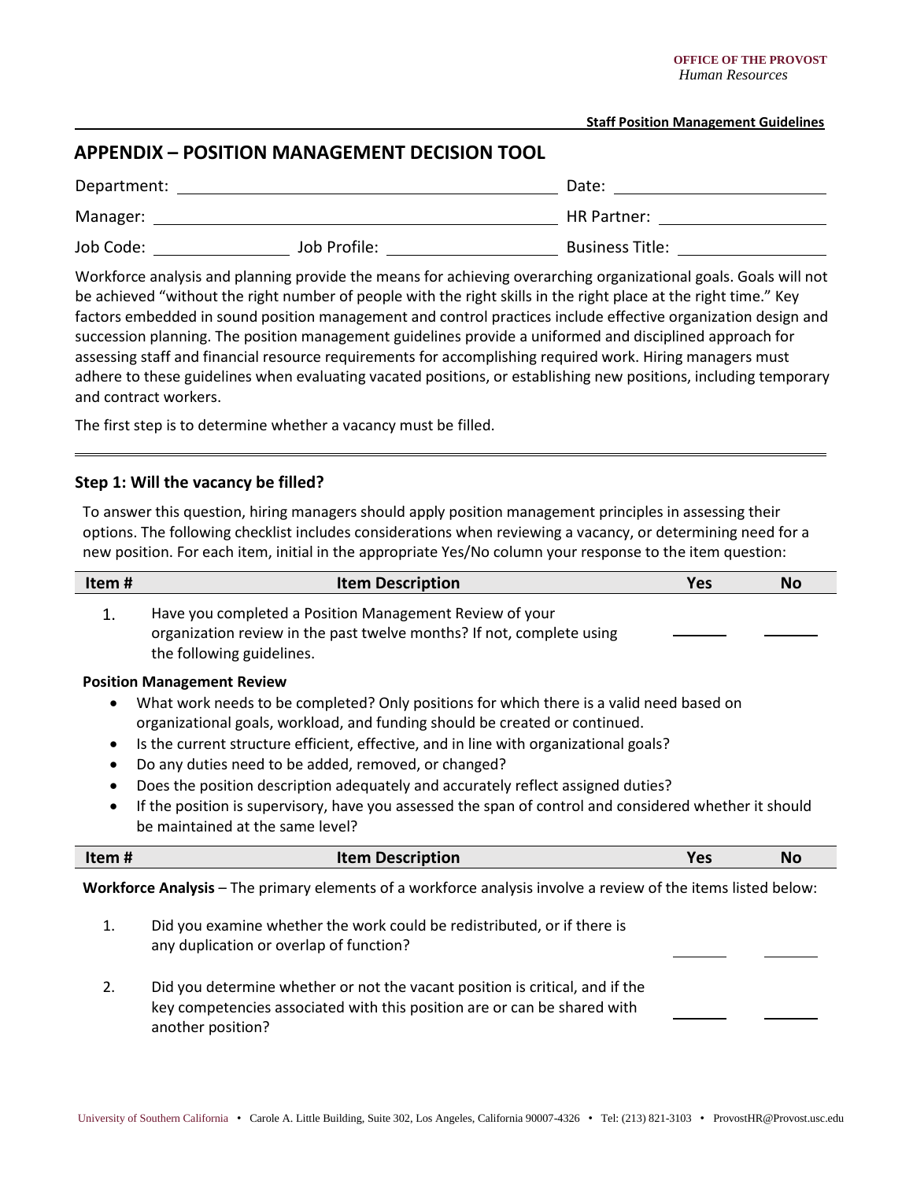**Staff Position Management Guidelines**

## APPENDIX – POSITION MANAGEMENT DECISION TOOL

Department: ______________________ Date: ______________

Manager: ______________________ HR Partner: ______________

Job Code: __________ Job Profile: ______________ Business Title: ______________

Workforce analysis and planning provide the means for achieving overarching organizational goals. Goals will not be achieved "without the right number of people with the right skills in the right place at the right time." Key factors embedded in sound position management and control practices include effective organization design and succession planning. The position management guidelines provide a uniformed and disciplined approach for assessing staff and financial resource requirements for accomplishing required work. Hiring managers must adhere to these guidelines when evaluating vacated positions, or establishing new positions, including temporary and contract workers.

The first step is to determine whether a vacancy must be filled.

---

### Step 1: Will the vacancy be filled?

To answer this question, hiring managers should apply position management principles in assessing their options. The following checklist includes considerations when reviewing a vacancy, or determining need for a new position. For each item, initial in the appropriate Yes/No column your response to the item question:

| Item # | Item Description | Yes | No |
|---|---|---|---|
| 1. | Have you completed a Position Management Review of your organization review in the past twelve months? If not, complete using the following guidelines. | ______ | ______ |

**Position Management Review**

- What work needs to be completed? Only positions for which there is a valid need based on organizational goals, workload, and funding should be created or continued.
- Is the current structure efficient, effective, and in line with organizational goals?
- Do any duties need to be added, removed, or changed?
- Does the position description adequately and accurately reflect assigned duties?
- If the position is supervisory, have you assessed the span of control and considered whether it should be maintained at the same level?

| Item # | Item Description | Yes | No |
|---|---|---|---|
| | **Workforce Analysis** – The primary elements of a workforce analysis involve a review of the items listed below: | | |
| 1. | Did you examine whether the work could be redistributed, or if there is any duplication or overlap of function? | ______ | ______ |
| 2. | Did you determine whether or not the vacant position is critical, and if the key competencies associated with this position are or can be shared with another position? | ______ | ______ |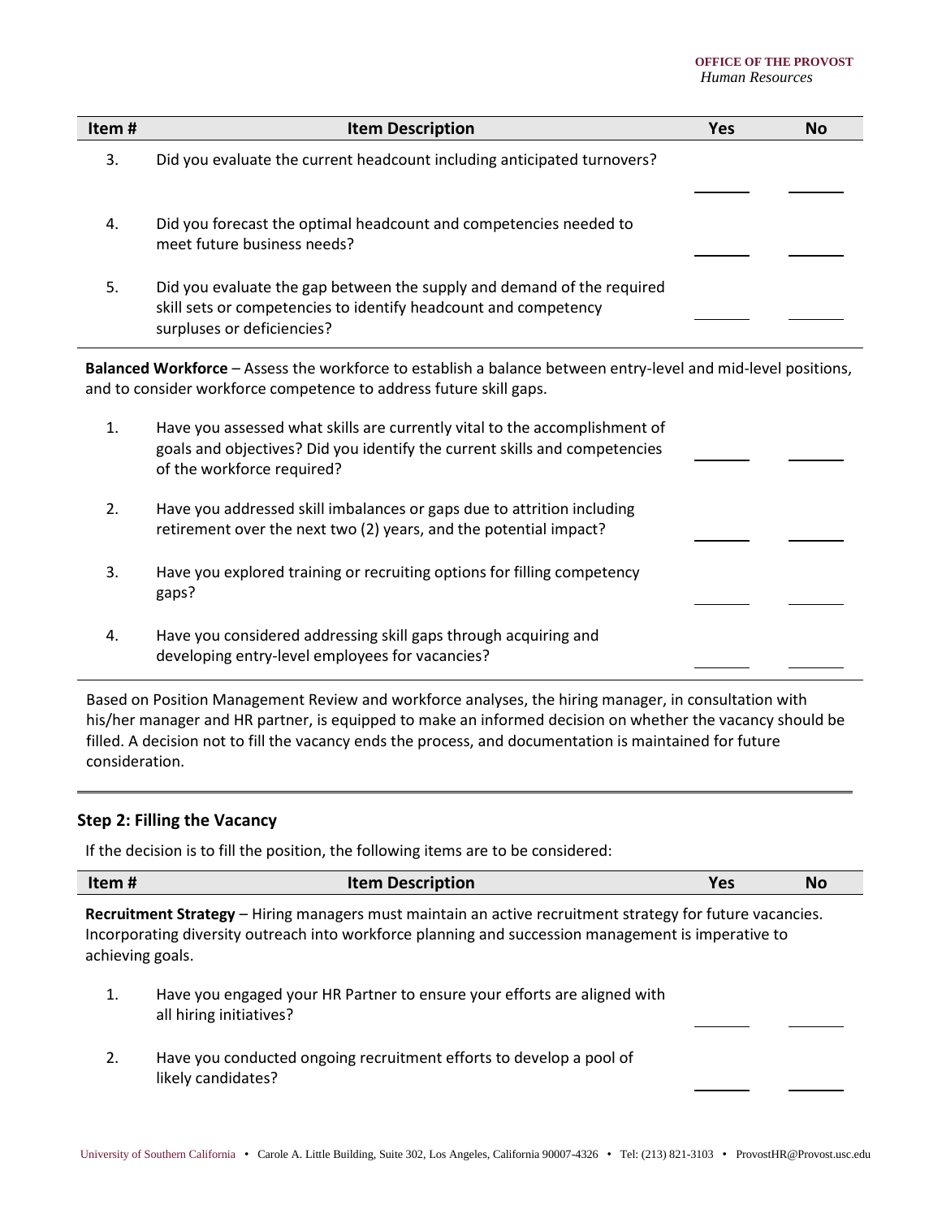| Item # | Item Description | Yes | No |
|---|---|---|---|
| 3. | Did you evaluate the current headcount including anticipated turnovers? | _______ | _______ |
| 4. | Did you forecast the optimal headcount and competencies needed to meet future business needs? | _______ | _______ |
| 5. | Did you evaluate the gap between the supply and demand of the required skill sets or competencies to identify headcount and competency surpluses or deficiencies? | _______ | _______ |

**Balanced Workforce** – Assess the workforce to establish a balance between entry-level and mid-level positions, and to consider workforce competence to address future skill gaps.

| Item # | Item Description | Yes | No |
|---|---|---|---|
| 1. | Have you assessed what skills are currently vital to the accomplishment of goals and objectives? Did you identify the current skills and competencies of the workforce required? | _______ | _______ |
| 2. | Have you addressed skill imbalances or gaps due to attrition including retirement over the next two (2) years, and the potential impact? | _______ | _______ |
| 3. | Have you explored training or recruiting options for filling competency gaps? | _______ | _______ |
| 4. | Have you considered addressing skill gaps through acquiring and developing entry-level employees for vacancies? | _______ | _______ |

Based on Position Management Review and workforce analyses, the hiring manager, in consultation with his/her manager and HR partner, is equipped to make an informed decision on whether the vacancy should be filled. A decision not to fill the vacancy ends the process, and documentation is maintained for future consideration.

### Step 2: Filling the Vacancy

If the decision is to fill the position, the following items are to be considered:

**Recruitment Strategy** – Hiring managers must maintain an active recruitment strategy for future vacancies. Incorporating diversity outreach into workforce planning and succession management is imperative to achieving goals.

| Item # | Item Description | Yes | No |
|---|---|---|---|
| 1. | Have you engaged your HR Partner to ensure your efforts are aligned with all hiring initiatives? | _______ | _______ |
| 2. | Have you conducted ongoing recruitment efforts to develop a pool of likely candidates? | _______ | _______ |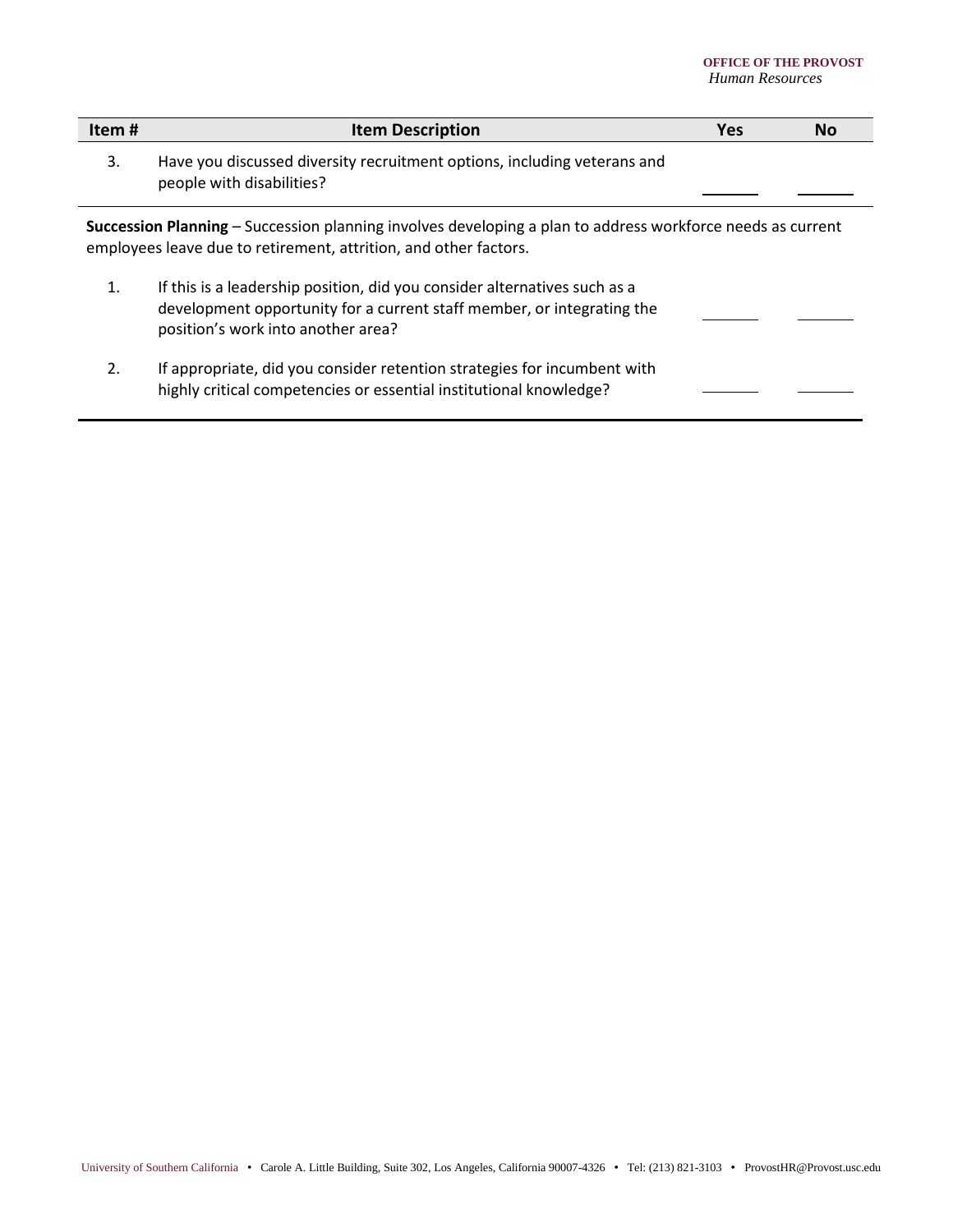| Item # | Item Description | Yes | No |
|---|---|---|---|
| 3. | Have you discussed diversity recruitment options, including veterans and people with disabilities? | _______ | _______ |

**Succession Planning** – Succession planning involves developing a plan to address workforce needs as current employees leave due to retirement, attrition, and other factors.

| | | | |
|---|---|---|---|
| 1. | If this is a leadership position, did you consider alternatives such as a development opportunity for a current staff member, or integrating the position's work into another area? | _______ | _______ |
| 2. | If appropriate, did you consider retention strategies for incumbent with highly critical competencies or essential institutional knowledge? | _______ | _______ |